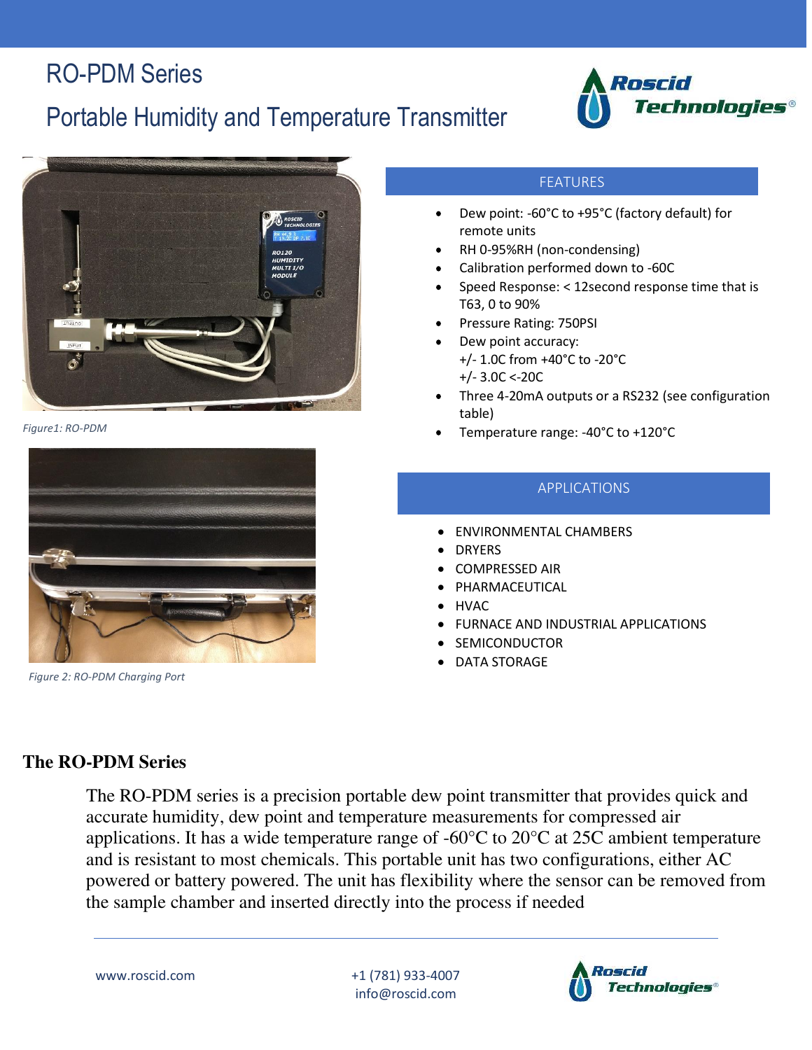# RO-PDM Series

## Portable Humidity and Temperature Transmitter

Figure1: RO-PDM

Figure 2: RO-PDM Charging Port

### FEATURES

- Dew point: -60°C to +95°C (factory default) for remote units
- RH 0-95%RH (non-condensing)
- Calibration performed down to -60C
- Speed Response: < 12second response time that is T63, 0 to 90%
- Pressure Rating: 750PSI
- Dew point accuracy:
  +/- 1.0C from +40°C to -20°C
  +/- 3.0C <-20C
- Three 4-20mA outputs or a RS232 (see configuration table)
- Temperature range: -40°C to +120°C

### APPLICATIONS

- ENVIRONMENTAL CHAMBERS
- DRYERS
- COMPRESSED AIR
- PHARMACEUTICAL
- HVAC
- FURNACE AND INDUSTRIAL APPLICATIONS
- SEMICONDUCTOR
- DATA STORAGE

## The RO-PDM Series

The RO-PDM series is a precision portable dew point transmitter that provides quick and accurate humidity, dew point and temperature measurements for compressed air applications. It has a wide temperature range of -60°C to 20°C at 25C ambient temperature and is resistant to most chemicals. This portable unit has two configurations, either AC powered or battery powered. The unit has flexibility where the sensor can be removed from the sample chamber and inserted directly into the process if needed

www.roscid.com | +1 (781) 933-4007 | info@roscid.com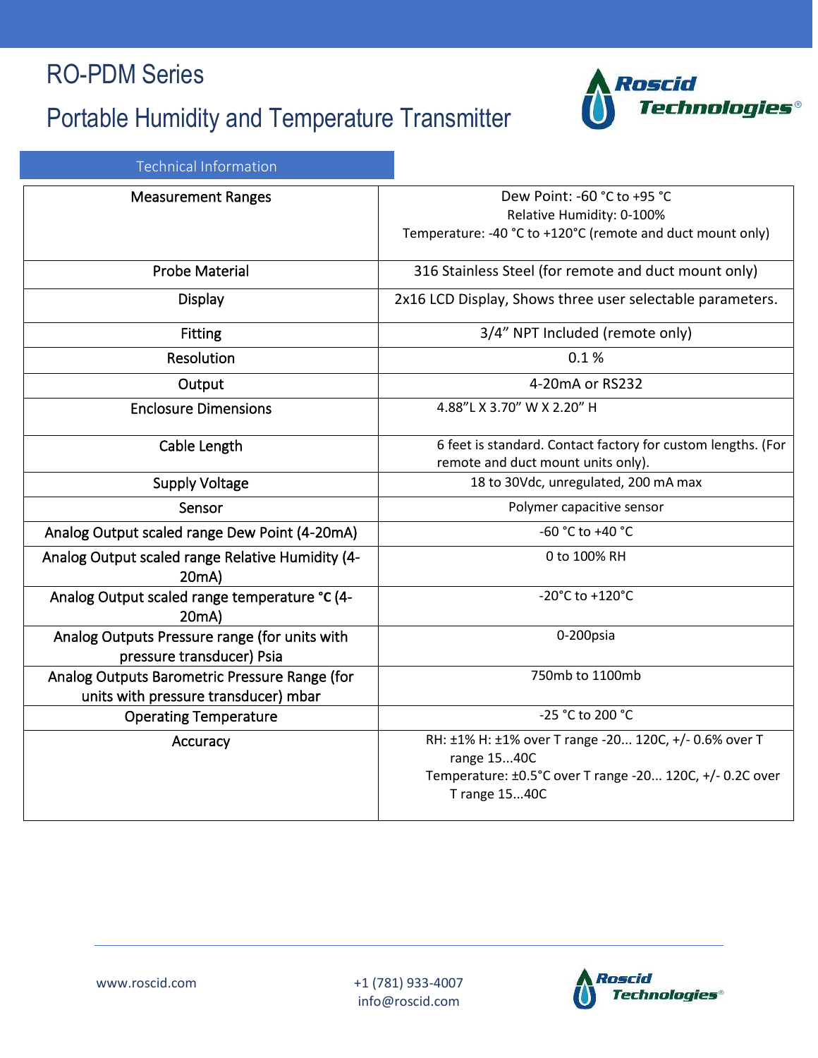# RO-PDM Series

# Portable Humidity and Temperature Transmitter

## Technical Information

| | |
|---|---|
| Measurement Ranges | Dew Point: -60 °C to +95 °C<br>Relative Humidity: 0-100%<br>Temperature: -40 °C to +120°C (remote and duct mount only) |
| Probe Material | 316 Stainless Steel (for remote and duct mount only) |
| Display | 2x16 LCD Display, Shows three user selectable parameters. |
| Fitting | 3/4" NPT Included (remote only) |
| Resolution | 0.1 % |
| Output | 4-20mA or RS232 |
| Enclosure Dimensions | 4.88"L X 3.70" W X 2.20" H |
| Cable Length | 6 feet is standard. Contact factory for custom lengths. (For remote and duct mount units only). |
| Supply Voltage | 18 to 30Vdc, unregulated, 200 mA max |
| Sensor | Polymer capacitive sensor |
| Analog Output scaled range Dew Point (4-20mA) | -60 °C to +40 °C |
| Analog Output scaled range Relative Humidity (4-20mA) | 0 to 100% RH |
| Analog Output scaled range temperature °C (4-20mA) | -20°C to +120°C |
| Analog Outputs Pressure range (for units with pressure transducer) Psia | 0-200psia |
| Analog Outputs Barometric Pressure Range (for units with pressure transducer) mbar | 750mb to 1100mb |
| Operating Temperature | -25 °C to 200 °C |
| Accuracy | RH: ±1% H: ±1% over T range -20... 120C, +/- 0.6% over T range 15...40C<br>Temperature: ±0.5°C over T range -20... 120C, +/- 0.2C over T range 15...40C |

www.roscid.com

+1 (781) 933-4007
info@roscid.com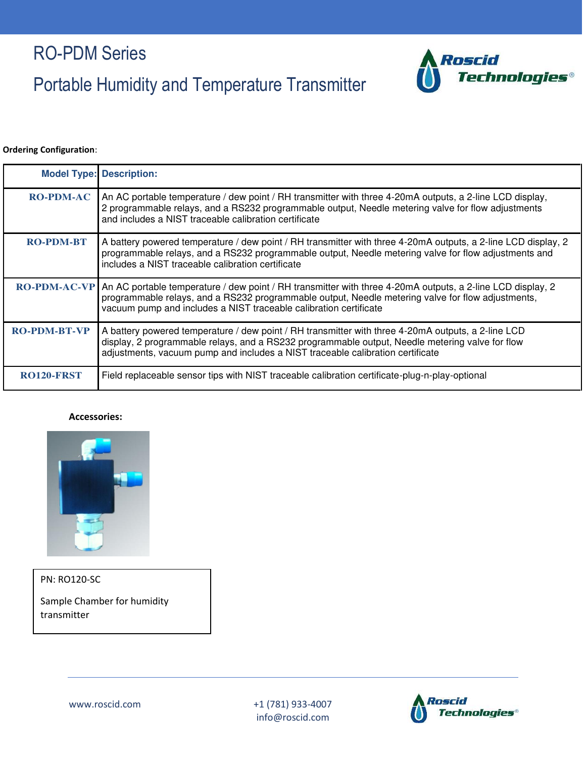# RO-PDM Series

## Portable Humidity and Temperature Transmitter

**Ordering Configuration**:

| Model Type: | Description: |
|---|---|
| RO-PDM-AC | An AC portable temperature / dew point / RH transmitter with three 4-20mA outputs, a 2-line LCD display, 2 programmable relays, and a RS232 programmable output, Needle metering valve for flow adjustments and includes a NIST traceable calibration certificate |
| RO-PDM-BT | A battery powered temperature / dew point / RH transmitter with three 4-20mA outputs, a 2-line LCD display, 2 programmable relays, and a RS232 programmable output, Needle metering valve for flow adjustments and includes a NIST traceable calibration certificate |
| RO-PDM-AC-VP | An AC portable temperature / dew point / RH transmitter with three 4-20mA outputs, a 2-line LCD display, 2 programmable relays, and a RS232 programmable output, Needle metering valve for flow adjustments, vacuum pump and includes a NIST traceable calibration certificate |
| RO-PDM-BT-VP | A battery powered temperature / dew point / RH transmitter with three 4-20mA outputs, a 2-line LCD display, 2 programmable relays, and a RS232 programmable output, Needle metering valve for flow adjustments, vacuum pump and includes a NIST traceable calibration certificate |
| RO120-FRST | Field replaceable sensor tips with NIST traceable calibration certificate-plug-n-play-optional |

**Accessories:**

PN: RO120-SC

Sample Chamber for humidity transmitter

www.roscid.com    +1 (781) 933-4007    info@roscid.com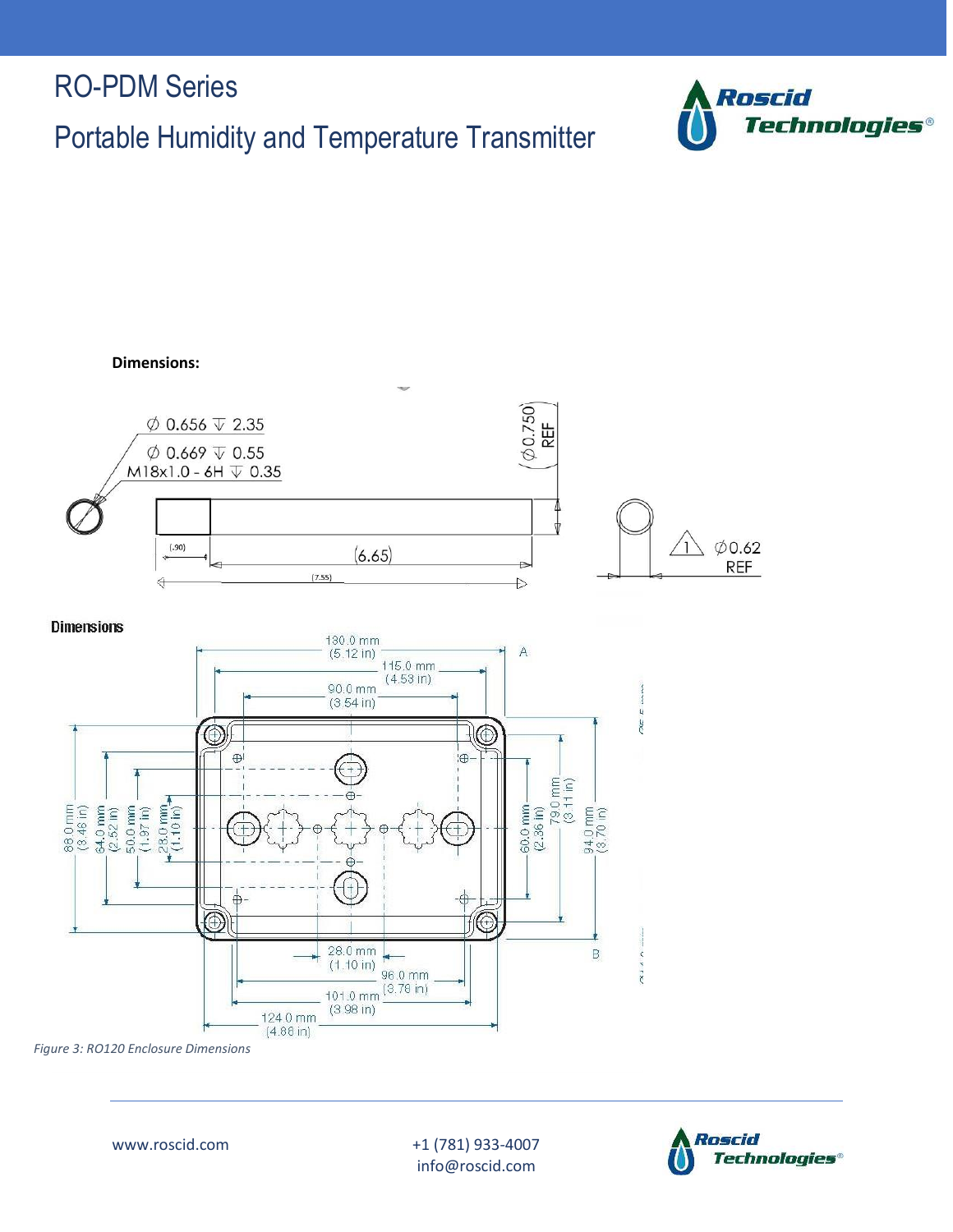# RO-PDM Series

## Portable Humidity and Temperature Transmitter

**Dimensions:**

Ø 0.656 ↧ 2.35

Ø 0.669 ↧ 0.55

M18x1.0 - 6H ↧ 0.35

(Ø0.750) REF

(.90)

(6.65)

(7.55)

1 Ø0.62 REF

**Dimensions**

130.0 mm (5.12 in)

115.0 mm (4.53 in)

90.0 mm (3.54 in)

A

88.0 mm (3.46 in)

64.0 mm (2.52 in)

50.0 mm (1.97 in)

28.0 mm (1.10 in)

60.0 mm (2.36 in)

79.0 mm (3.11 in)

94.0 mm (3.70 in)

B

28.0 mm (1.10 in)

96.0 mm (3.78 in)

101.0 mm (3.98 in)

124.0 mm (4.88 in)

*Figure 3: RO120 Enclosure Dimensions*